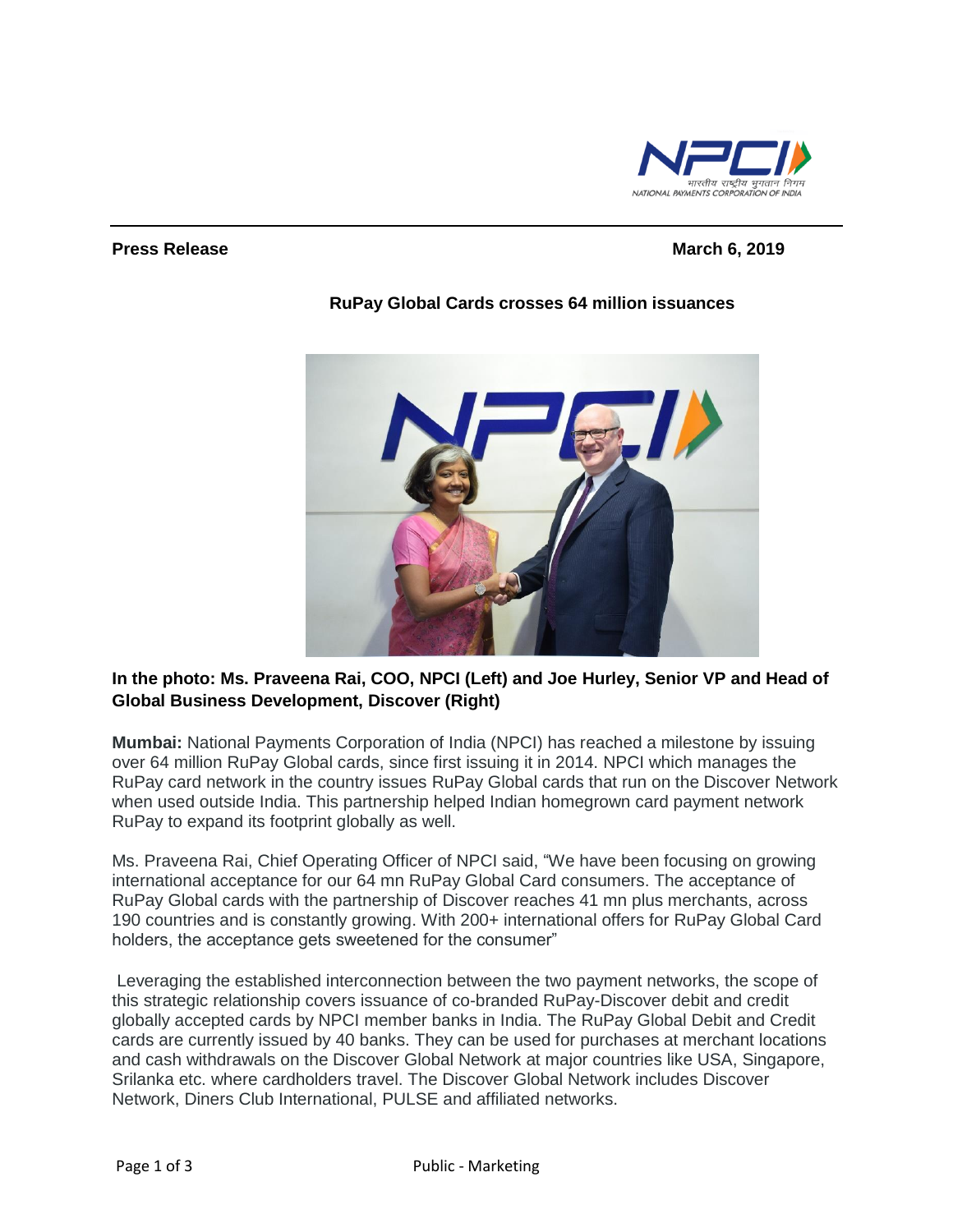**Press Release** **March 6, 2019**

## RuPay Global Cards crosses 64 million issuances

**In the photo: Ms. Praveena Rai, COO, NPCI (Left) and Joe Hurley, Senior VP and Head of Global Business Development, Discover (Right)**

**Mumbai:** National Payments Corporation of India (NPCI) has reached a milestone by issuing over 64 million RuPay Global cards, since first issuing it in 2014. NPCI which manages the RuPay card network in the country issues RuPay Global cards that run on the Discover Network when used outside India. This partnership helped Indian homegrown card payment network RuPay to expand its footprint globally as well.

Ms. Praveena Rai, Chief Operating Officer of NPCI said, "We have been focusing on growing international acceptance for our 64 mn RuPay Global Card consumers. The acceptance of RuPay Global cards with the partnership of Discover reaches 41 mn plus merchants, across 190 countries and is constantly growing. With 200+ international offers for RuPay Global Card holders, the acceptance gets sweetened for the consumer"

Leveraging the established interconnection between the two payment networks, the scope of this strategic relationship covers issuance of co-branded RuPay-Discover debit and credit globally accepted cards by NPCI member banks in India. The RuPay Global Debit and Credit cards are currently issued by 40 banks. They can be used for purchases at merchant locations and cash withdrawals on the Discover Global Network at major countries like USA, Singapore, Srilanka etc. where cardholders travel. The Discover Global Network includes Discover Network, Diners Club International, PULSE and affiliated networks.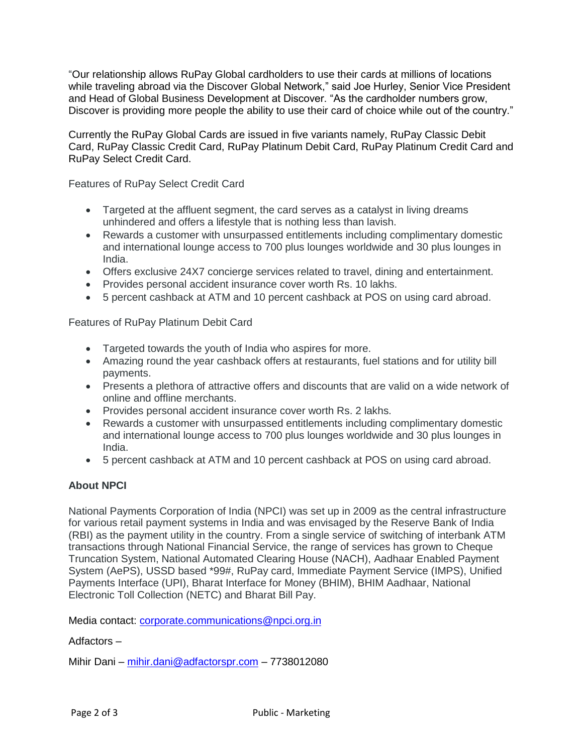"Our relationship allows RuPay Global cardholders to use their cards at millions of locations while traveling abroad via the Discover Global Network," said Joe Hurley, Senior Vice President and Head of Global Business Development at Discover. "As the cardholder numbers grow, Discover is providing more people the ability to use their card of choice while out of the country."

Currently the RuPay Global Cards are issued in five variants namely, RuPay Classic Debit Card, RuPay Classic Credit Card, RuPay Platinum Debit Card, RuPay Platinum Credit Card and RuPay Select Credit Card.

Features of RuPay Select Credit Card

- Targeted at the affluent segment, the card serves as a catalyst in living dreams unhindered and offers a lifestyle that is nothing less than lavish.
- Rewards a customer with unsurpassed entitlements including complimentary domestic and international lounge access to 700 plus lounges worldwide and 30 plus lounges in India.
- Offers exclusive 24X7 concierge services related to travel, dining and entertainment.
- Provides personal accident insurance cover worth Rs. 10 lakhs.
- 5 percent cashback at ATM and 10 percent cashback at POS on using card abroad.

Features of RuPay Platinum Debit Card

- Targeted towards the youth of India who aspires for more.
- Amazing round the year cashback offers at restaurants, fuel stations and for utility bill payments.
- Presents a plethora of attractive offers and discounts that are valid on a wide network of online and offline merchants.
- Provides personal accident insurance cover worth Rs. 2 lakhs.
- Rewards a customer with unsurpassed entitlements including complimentary domestic and international lounge access to 700 plus lounges worldwide and 30 plus lounges in India.
- 5 percent cashback at ATM and 10 percent cashback at POS on using card abroad.

**About NPCI**

National Payments Corporation of India (NPCI) was set up in 2009 as the central infrastructure for various retail payment systems in India and was envisaged by the Reserve Bank of India (RBI) as the payment utility in the country. From a single service of switching of interbank ATM transactions through National Financial Service, the range of services has grown to Cheque Truncation System, National Automated Clearing House (NACH), Aadhaar Enabled Payment System (AePS), USSD based *99#, RuPay card, Immediate Payment Service (IMPS), Unified Payments Interface (UPI), Bharat Interface for Money (BHIM), BHIM Aadhaar, National Electronic Toll Collection (NETC) and Bharat Bill Pay.

Media contact: corporate.communications@npci.org.in

Adfactors –

Mihir Dani – mihir.dani@adfactorspr.com – 7738012080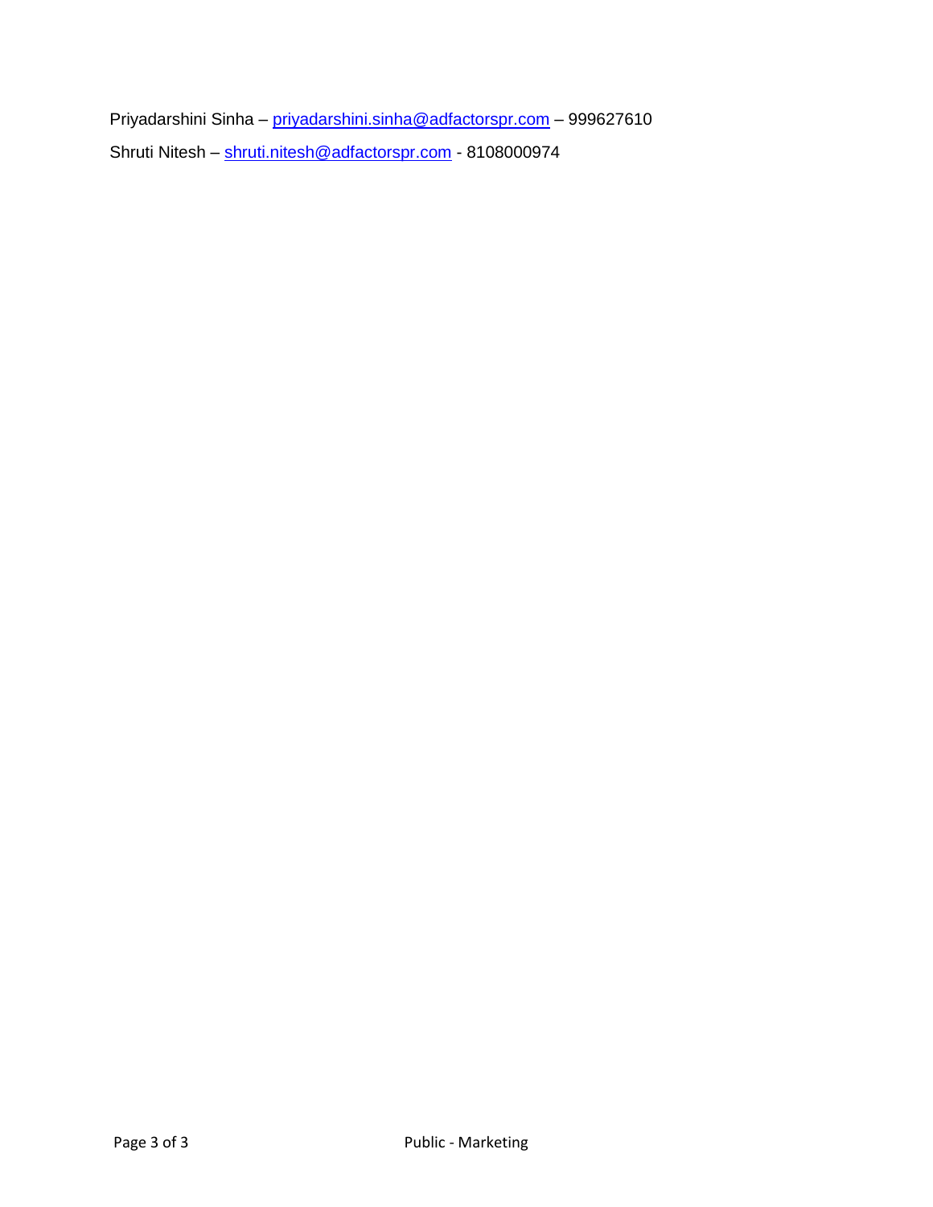Priyadarshini Sinha – priyadarshini.sinha@adfactorspr.com – 999627610

Shruti Nitesh – shruti.nitesh@adfactorspr.com - 8108000974